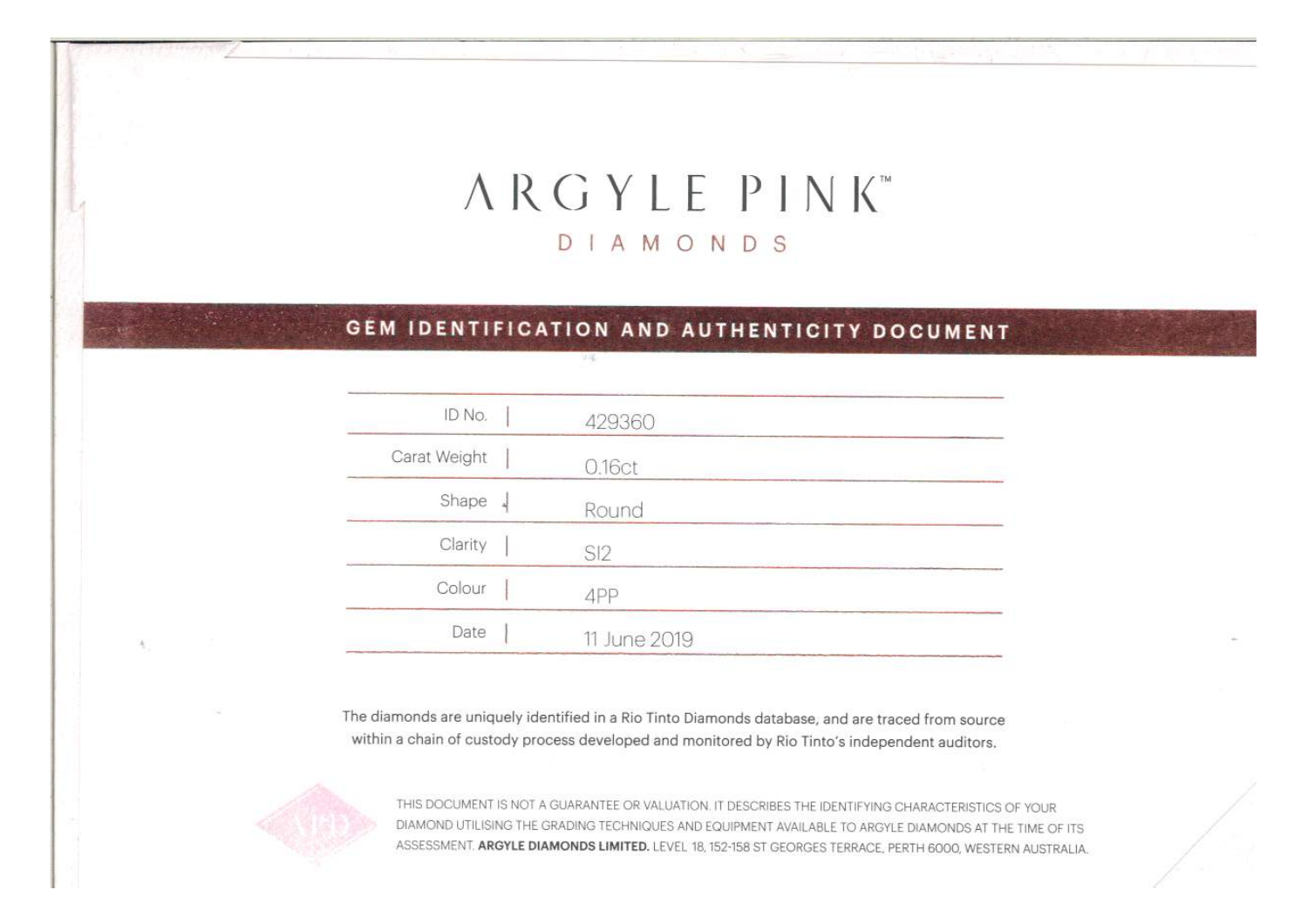# ARGYLE PINK™

## DIAMONDS

### GEM IDENTIFICATION AND AUTHENTICITY DOCUMENT

| | |
|---|---|
| ID No. | 429360 |
| Carat Weight | 0.16ct |
| Shape | Round |
| Clarity | SI2 |
| Colour | 4PP |
| Date | 11 June 2019 |

The diamonds are uniquely identified in a Rio Tinto Diamonds database, and are traced from source within a chain of custody process developed and monitored by Rio Tinto's independent auditors.

THIS DOCUMENT IS NOT A GUARANTEE OR VALUATION. IT DESCRIBES THE IDENTIFYING CHARACTERISTICS OF YOUR DIAMOND UTILISING THE GRADING TECHNIQUES AND EQUIPMENT AVAILABLE TO ARGYLE DIAMONDS AT THE TIME OF ITS ASSESSMENT. **ARGYLE DIAMONDS LIMITED.** LEVEL 18, 152-158 ST GEORGES TERRACE, PERTH 6000, WESTERN AUSTRALIA.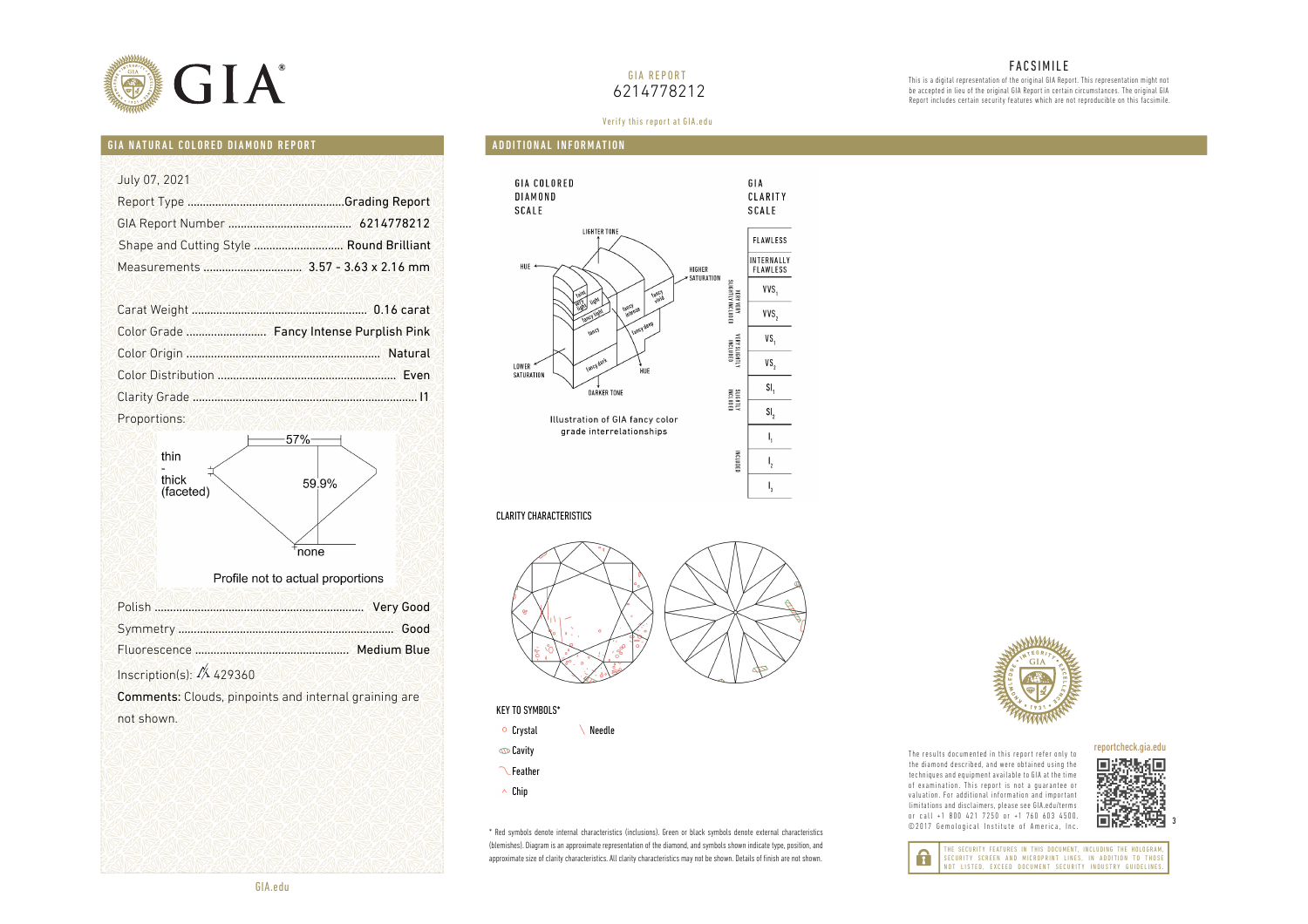# GIA

GIA REPORT
6214778212

Verify this report at GIA.edu

**FACSIMILE**

This is a digital representation of the original GIA Report. This representation might not be accepted in lieu of the original GIA Report in certain circumstances. The original GIA Report includes certain security features which are not reproducible on this facsimile.

## GIA NATURAL COLORED DIAMOND REPORT

July 07, 2021

| | |
|---|---|
| Report Type | Grading Report |
| GIA Report Number | 6214778212 |
| Shape and Cutting Style | Round Brilliant |
| Measurements | 3.57 - 3.63 x 2.16 mm |

| | |
|---|---|
| Carat Weight | 0.16 carat |
| Color Grade | Fancy Intense Purplish Pink |
| Color Origin | Natural |
| Color Distribution | Even |
| Clarity Grade | I1 |

Proportions:

57%

thin - thick (faceted)

59.9%

none

Profile not to actual proportions

| | |
|---|---|
| Polish | Very Good |
| Symmetry | Good |
| Fluorescence | Medium Blue |

Inscription(s): GIA 429360

**Comments:** Clouds, pinpoints and internal graining are not shown.

## ADDITIONAL INFORMATION

GIA COLORED DIAMOND SCALE

LIGHTER TONE

HUE

HIGHER SATURATION

faint, very light, light, fancy light, fancy, fancy intense, fancy vivid, fancy deep, fancy dark

LOWER SATURATION

HUE

DARKER TONE

Illustration of GIA fancy color grade interrelationships

GIA CLARITY SCALE

FLAWLESS
INTERNALLY FLAWLESS
VERY VERY SLIGHTLY INCLUDED: $VVS_1$, $VVS_2$
VERY SLIGHTLY INCLUDED: $VS_1$, $VS_2$
SLIGHTLY INCLUDED: $SI_1$, $SI_2$
INCLUDED: $I_1$, $I_2$, $I_3$

CLARITY CHARACTERISTICS

KEY TO SYMBOLS*

- Crystal
- Needle
- Cavity
- Feather
- Chip

* Red symbols denote internal characteristics (inclusions). Green or black symbols denote external characteristics (blemishes). Diagram is an approximate representation of the diamond, and symbols shown indicate type, position, and approximate size of clarity characteristics. All clarity characteristics may not be shown. Details of finish are not shown.

The results documented in this report refer only to the diamond described, and were obtained using the techniques and equipment available to GIA at the time of examination. This report is not a guarantee or valuation. For additional information and important limitations and disclaimers, please see GIA.edu/terms or call +1 800 421 7250 or +1 760 603 4500. ©2017 Gemological Institute of America, Inc.

reportcheck.gia.edu

THE SECURITY FEATURES IN THIS DOCUMENT, INCLUDING THE HOLOGRAM, SECURITY SCREEN AND MICROPRINT LINES, IN ADDITION TO THOSE NOT LISTED, EXCEED DOCUMENT SECURITY INDUSTRY GUIDELINES.

GIA.edu